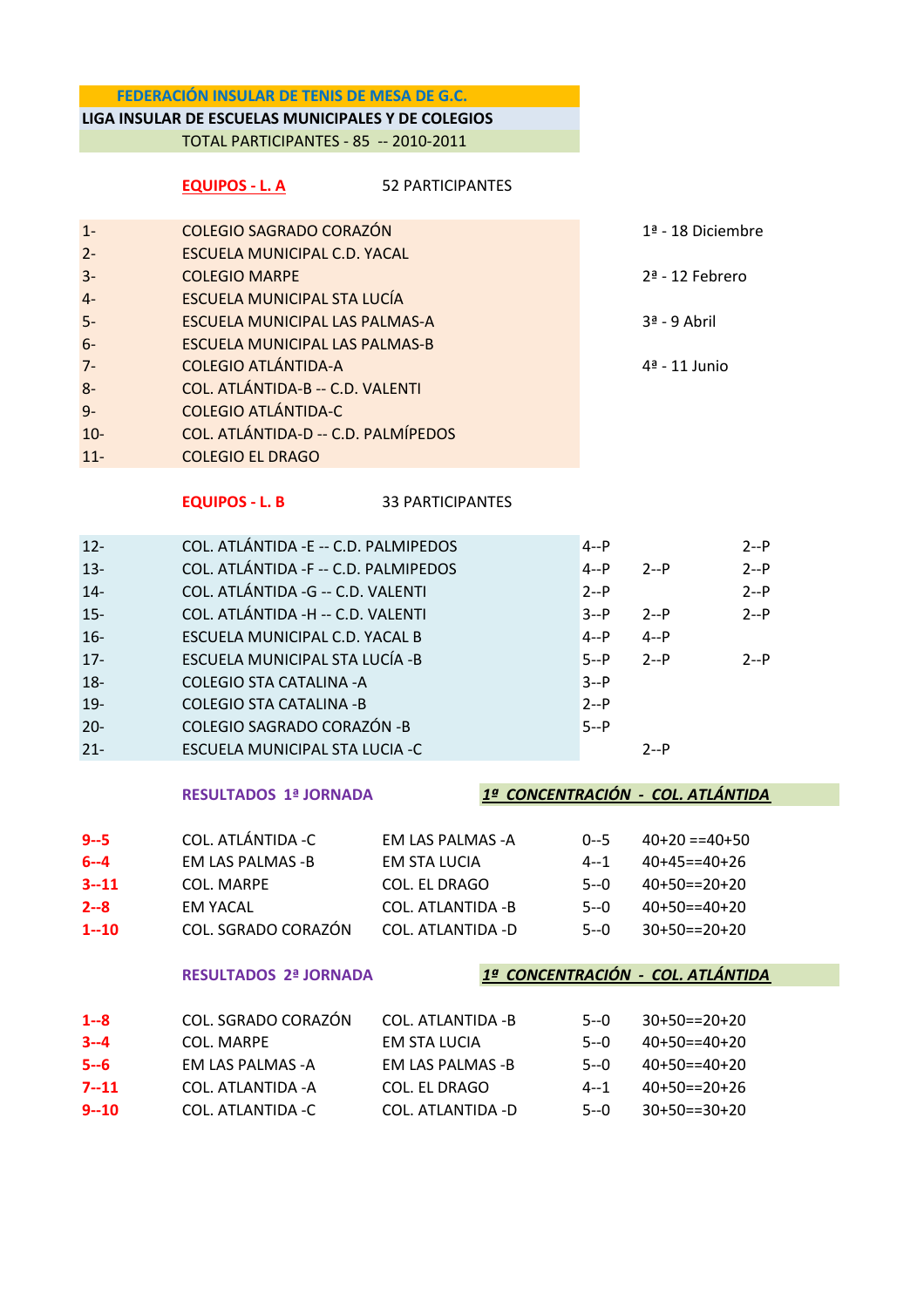**FEDERACIÓN INSULAR DE TENIS DE MESA DE G.C.**

**LIGA INSULAR DE ESCUELAS MUNICIPALES Y DE COLEGIOS**

TOTAL PARTICIPANTES - 85 -- 2010-2011

**EQUIPOS - L. A** 52 PARTICIPANTES

| | | |
|---|---|---|
| 1- | COLEGIO SAGRADO CORAZÓN | 1ª - 18 Diciembre |
| 2- | ESCUELA MUNICIPAL C.D. YACAL | |
| 3- | COLEGIO MARPE | 2ª - 12 Febrero |
| 4- | ESCUELA MUNICIPAL STA LUCÍA | |
| 5- | ESCUELA MUNICIPAL LAS PALMAS-A | 3ª - 9 Abril |
| 6- | ESCUELA MUNICIPAL LAS PALMAS-B | |
| 7- | COLEGIO ATLÁNTIDA-A | 4ª - 11 Junio |
| 8- | COL. ATLÁNTIDA-B -- C.D. VALENTI | |
| 9- | COLEGIO ATLÁNTIDA-C | |
| 10- | COL. ATLÁNTIDA-D -- C.D. PALMÍPEDOS | |
| 11- | COLEGIO EL DRAGO | |

**EQUIPOS - L. B** 33 PARTICIPANTES

| | | | | |
|---|---|---|---|---|
| 12- | COL. ATLÁNTIDA -E -- C.D. PALMIPEDOS | 4--P | | 2--P |
| 13- | COL. ATLÁNTIDA -F -- C.D. PALMIPEDOS | 4--P | 2--P | 2--P |
| 14- | COL. ATLÁNTIDA -G -- C.D. VALENTI | 2--P | | 2--P |
| 15- | COL. ATLÁNTIDA -H -- C.D. VALENTI | 3--P | 2--P | 2--P |
| 16- | ESCUELA MUNICIPAL C.D. YACAL B | 4--P | 4--P | |
| 17- | ESCUELA MUNICIPAL STA LUCÍA -B | 5--P | 2--P | 2--P |
| 18- | COLEGIO STA CATALINA -A | 3--P | | |
| 19- | COLEGIO STA CATALINA -B | 2--P | | |
| 20- | COLEGIO SAGRADO CORAZÓN -B | 5--P | | |
| 21- | ESCUELA MUNICIPAL STA LUCIA -C | | 2--P | |

**RESULTADOS 1ª JORNADA** ***1ª CONCENTRACIÓN - COL. ATLÁNTIDA***

| | | | | |
|---|---|---|---|---|
| **9--5** | COL. ATLÁNTIDA -C | EM LAS PALMAS -A | 0--5 | 40+20 ==40+50 |
| **6--4** | EM LAS PALMAS -B | EM STA LUCIA | 4--1 | 40+45==40+26 |
| **3--11** | COL. MARPE | COL. EL DRAGO | 5--0 | 40+50==20+20 |
| **2--8** | EM YACAL | COL. ATLANTIDA -B | 5--0 | 40+50==40+20 |
| **1--10** | COL. SGRADO CORAZÓN | COL. ATLANTIDA -D | 5--0 | 30+50==20+20 |

**RESULTADOS 2ª JORNADA** ***1ª CONCENTRACIÓN - COL. ATLÁNTIDA***

| | | | | |
|---|---|---|---|---|
| **1--8** | COL. SGRADO CORAZÓN | COL. ATLANTIDA -B | 5--0 | 30+50==20+20 |
| **3--4** | COL. MARPE | EM STA LUCIA | 5--0 | 40+50==40+20 |
| **5--6** | EM LAS PALMAS -A | EM LAS PALMAS -B | 5--0 | 40+50==40+20 |
| **7--11** | COL. ATLANTIDA -A | COL. EL DRAGO | 4--1 | 40+50==20+26 |
| **9--10** | COL. ATLANTIDA -C | COL. ATLANTIDA -D | 5--0 | 30+50==30+20 |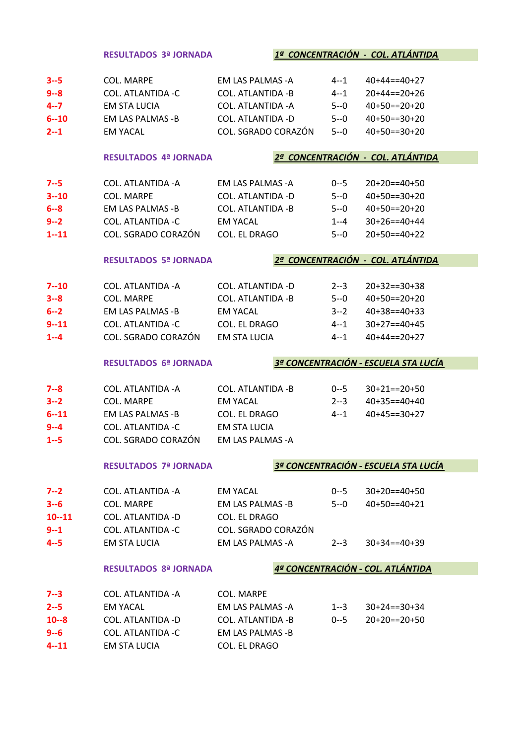**RESULTADOS 3ª JORNADA** — ***1ª CONCENTRACIÓN - COL. ATLÁNTIDA***

| | | | | |
|---|---|---|---|---|
| 3--5 | COL. MARPE | EM LAS PALMAS -A | 4--1 | 40+44==40+27 |
| 9--8 | COL. ATLANTIDA -C | COL. ATLANTIDA -B | 4--1 | 20+44==20+26 |
| 4--7 | EM STA LUCIA | COL. ATLANTIDA -A | 5--0 | 40+50==20+20 |
| 6--10 | EM LAS PALMAS -B | COL. ATLANTIDA -D | 5--0 | 40+50==30+20 |
| 2--1 | EM YACAL | COL. SGRADO CORAZÓN | 5--0 | 40+50==30+20 |

**RESULTADOS 4ª JORNADA** — ***2ª CONCENTRACIÓN - COL. ATLÁNTIDA***

| | | | | |
|---|---|---|---|---|
| 7--5 | COL. ATLANTIDA -A | EM LAS PALMAS -A | 0--5 | 20+20==40+50 |
| 3--10 | COL. MARPE | COL. ATLANTIDA -D | 5--0 | 40+50==30+20 |
| 6--8 | EM LAS PALMAS -B | COL. ATLANTIDA -B | 5--0 | 40+50==20+20 |
| 9--2 | COL. ATLANTIDA -C | EM YACAL | 1--4 | 30+26==40+44 |
| 1--11 | COL. SGRADO CORAZÓN | COL. EL DRAGO | 5--0 | 20+50==40+22 |

**RESULTADOS 5ª JORNADA** — ***2ª CONCENTRACIÓN - COL. ATLÁNTIDA***

| | | | | |
|---|---|---|---|---|
| 7--10 | COL. ATLANTIDA -A | COL. ATLANTIDA -D | 2--3 | 20+32==30+38 |
| 3--8 | COL. MARPE | COL. ATLANTIDA -B | 5--0 | 40+50==20+20 |
| 6--2 | EM LAS PALMAS -B | EM YACAL | 3--2 | 40+38==40+33 |
| 9--11 | COL. ATLANTIDA -C | COL. EL DRAGO | 4--1 | 30+27==40+45 |
| 1--4 | COL. SGRADO CORAZÓN | EM STA LUCIA | 4--1 | 40+44==20+27 |

**RESULTADOS 6ª JORNADA** — ***3ª CONCENTRACIÓN - ESCUELA STA LUCÍA***

| | | | | |
|---|---|---|---|---|
| 7--8 | COL. ATLANTIDA -A | COL. ATLANTIDA -B | 0--5 | 30+21==20+50 |
| 3--2 | COL. MARPE | EM YACAL | 2--3 | 40+35==40+40 |
| 6--11 | EM LAS PALMAS -B | COL. EL DRAGO | 4--1 | 40+45==30+27 |
| 9--4 | COL. ATLANTIDA -C | EM STA LUCIA | | |
| 1--5 | COL. SGRADO CORAZÓN | EM LAS PALMAS -A | | |

**RESULTADOS 7ª JORNADA** — ***3ª CONCENTRACIÓN - ESCUELA STA LUCÍA***

| | | | | |
|---|---|---|---|---|
| 7--2 | COL. ATLANTIDA -A | EM YACAL | 0--5 | 30+20==40+50 |
| 3--6 | COL. MARPE | EM LAS PALMAS -B | 5--0 | 40+50==40+21 |
| 10--11 | COL. ATLANTIDA -D | COL. EL DRAGO | | |
| 9--1 | COL. ATLANTIDA -C | COL. SGRADO CORAZÓN | | |
| 4--5 | EM STA LUCIA | EM LAS PALMAS -A | 2--3 | 30+34==40+39 |

**RESULTADOS 8ª JORNADA** — ***4ª CONCENTRACIÓN - COL. ATLÁNTIDA***

| | | | | |
|---|---|---|---|---|
| 7--3 | COL. ATLANTIDA -A | COL. MARPE | | |
| 2--5 | EM YACAL | EM LAS PALMAS -A | 1--3 | 30+24==30+34 |
| 10--8 | COL. ATLANTIDA -D | COL. ATLANTIDA -B | 0--5 | 20+20==20+50 |
| 9--6 | COL. ATLANTIDA -C | EM LAS PALMAS -B | | |
| 4--11 | EM STA LUCIA | COL. EL DRAGO | | |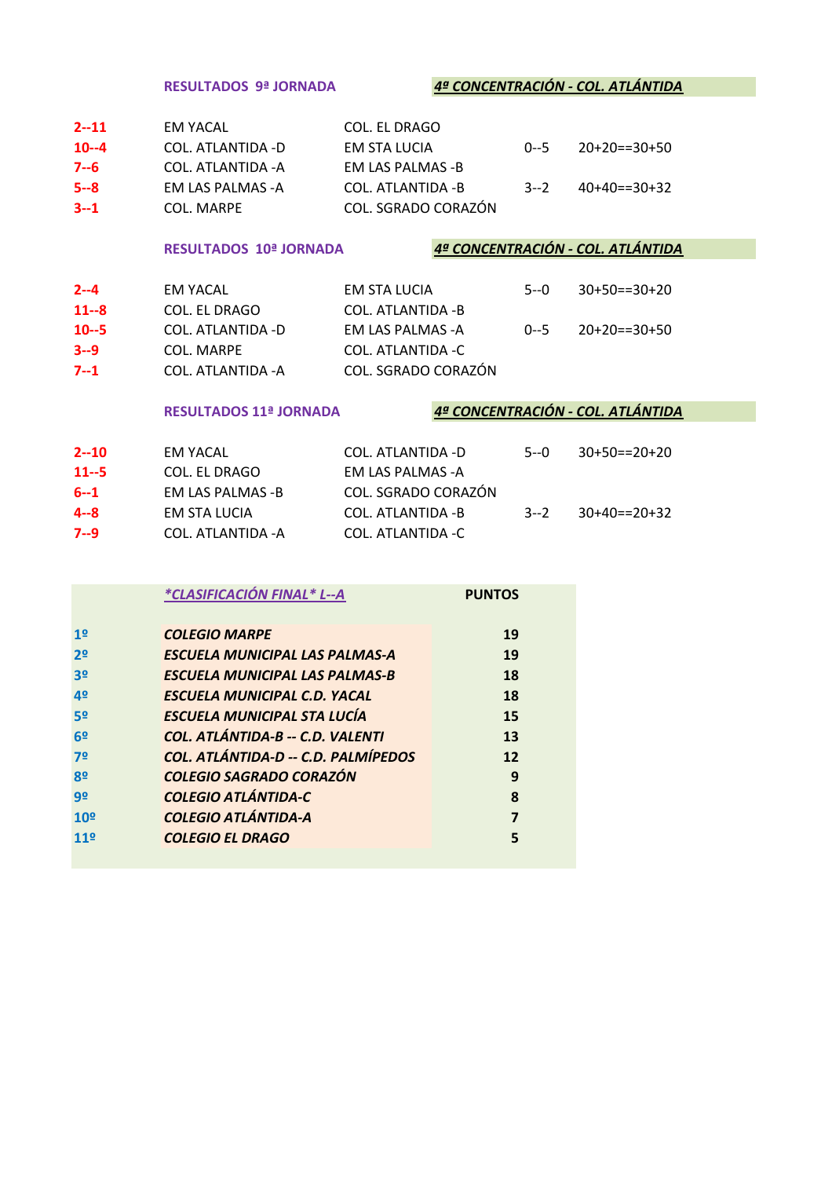**RESULTADOS 9ª JORNADA** — ***4ª CONCENTRACIÓN - COL. ATLÁNTIDA***

| | | | | |
|---|---|---|---|---|
| 2--11 | EM YACAL | COL. EL DRAGO | | |
| 10--4 | COL. ATLANTIDA -D | EM STA LUCIA | 0--5 | 20+20==30+50 |
| 7--6 | COL. ATLANTIDA -A | EM LAS PALMAS -B | | |
| 5--8 | EM LAS PALMAS -A | COL. ATLANTIDA -B | 3--2 | 40+40==30+32 |
| 3--1 | COL. MARPE | COL. SGRADO CORAZÓN | | |

**RESULTADOS 10ª JORNADA** — ***4ª CONCENTRACIÓN - COL. ATLÁNTIDA***

| | | | | |
|---|---|---|---|---|
| 2--4 | EM YACAL | EM STA LUCIA | 5--0 | 30+50==30+20 |
| 11--8 | COL. EL DRAGO | COL. ATLANTIDA -B | | |
| 10--5 | COL. ATLANTIDA -D | EM LAS PALMAS -A | 0--5 | 20+20==30+50 |
| 3--9 | COL. MARPE | COL. ATLANTIDA -C | | |
| 7--1 | COL. ATLANTIDA -A | COL. SGRADO CORAZÓN | | |

**RESULTADOS 11ª JORNADA** — ***4ª CONCENTRACIÓN - COL. ATLÁNTIDA***

| | | | | |
|---|---|---|---|---|
| 2--10 | EM YACAL | COL. ATLANTIDA -D | 5--0 | 30+50==20+20 |
| 11--5 | COL. EL DRAGO | EM LAS PALMAS -A | | |
| 6--1 | EM LAS PALMAS -B | COL. SGRADO CORAZÓN | | |
| 4--8 | EM STA LUCIA | COL. ATLANTIDA -B | 3--2 | 30+40==20+32 |
| 7--9 | COL. ATLANTIDA -A | COL. ATLANTIDA -C | | |

| | ***\*CLASIFICACIÓN FINAL\* L--A*** | **PUNTOS** |
|---|---|---|
| 1º | ***COLEGIO MARPE*** | **19** |
| 2º | ***ESCUELA MUNICIPAL LAS PALMAS-A*** | **19** |
| 3º | ***ESCUELA MUNICIPAL LAS PALMAS-B*** | **18** |
| 4º | ***ESCUELA MUNICIPAL C.D. YACAL*** | **18** |
| 5º | ***ESCUELA MUNICIPAL STA LUCÍA*** | **15** |
| 6º | ***COL. ATLÁNTIDA-B -- C.D. VALENTI*** | **13** |
| 7º | ***COL. ATLÁNTIDA-D -- C.D. PALMÍPEDOS*** | **12** |
| 8º | ***COLEGIO SAGRADO CORAZÓN*** | **9** |
| 9º | ***COLEGIO ATLÁNTIDA-C*** | **8** |
| 10º | ***COLEGIO ATLÁNTIDA-A*** | **7** |
| 11º | ***COLEGIO EL DRAGO*** | **5** |